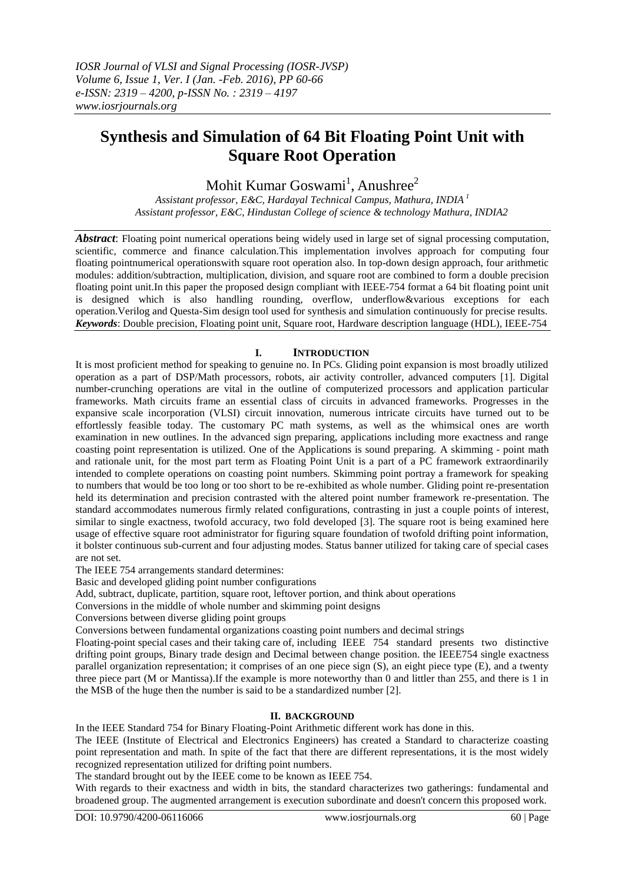# Synthesis and Simulation of 64 Bit Floating Point Unit with Square Root Operation

Mohit Kumar Goswami[1], Anushree[2]

*Assistant professor, E&C, Hardayal Technical Campus, Mathura, INDIA [1]*
*Assistant professor, E&C, Hindustan College of science & technology Mathura, INDIA2*

***Abstract***: Floating point numerical operations being widely used in large set of signal processing computation, scientific, commerce and finance calculation.This implementation involves approach for computing four floating pointnumerical operationswith square root operation also. In top-down design approach, four arithmetic modules: addition/subtraction, multiplication, division, and square root are combined to form a double precision floating point unit.In this paper the proposed design compliant with IEEE-754 format a 64 bit floating point unit is designed which is also handling rounding, overflow, underflow&various exceptions for each operation.Verilog and Questa-Sim design tool used for synthesis and simulation continuously for precise results.
***Keywords***: Double precision, Floating point unit, Square root, Hardware description language (HDL), IEEE-754

## I. Introduction

It is most proficient method for speaking to genuine no. In PCs. Gliding point expansion is most broadly utilized operation as a part of DSP/Math processors, robots, air activity controller, advanced computers [1]. Digital number-crunching operations are vital in the outline of computerized processors and application particular frameworks. Math circuits frame an essential class of circuits in advanced frameworks. Progresses in the expansive scale incorporation (VLSI) circuit innovation, numerous intricate circuits have turned out to be effortlessly feasible today. The customary PC math systems, as well as the whimsical ones are worth examination in new outlines. In the advanced sign preparing, applications including more exactness and range coasting point representation is utilized. One of the Applications is sound preparing. A skimming - point math and rationale unit, for the most part term as Floating Point Unit is a part of a PC framework extraordinarily intended to complete operations on coasting point numbers. Skimming point portray a framework for speaking to numbers that would be too long or too short to be re-exhibited as whole number. Gliding point re-presentation held its determination and precision contrasted with the altered point number framework re-presentation. The standard accommodates numerous firmly related configurations, contrasting in just a couple points of interest, similar to single exactness, twofold accuracy, two fold developed [3]. The square root is being examined here usage of effective square root administrator for figuring square foundation of twofold drifting point information, it bolster continuous sub-current and four adjusting modes. Status banner utilized for taking care of special cases are not set.

The IEEE 754 arrangements standard determines:

Basic and developed gliding point number configurations

Add, subtract, duplicate, partition, square root, leftover portion, and think about operations

Conversions in the middle of whole number and skimming point designs

Conversions between diverse gliding point groups

Conversions between fundamental organizations coasting point numbers and decimal strings

Floating-point special cases and their taking care of, including IEEE 754 standard presents two distinctive drifting point groups, Binary trade design and Decimal between change position. the IEEE754 single exactness parallel organization representation; it comprises of an one piece sign (S), an eight piece type (E), and a twenty three piece part (M or Mantissa).If the example is more noteworthy than 0 and littler than 255, and there is 1 in the MSB of the huge then the number is said to be a standardized number [2].

## II. Background

In the IEEE Standard 754 for Binary Floating-Point Arithmetic different work has done in this.

The IEEE (Institute of Electrical and Electronics Engineers) has created a Standard to characterize coasting point representation and math. In spite of the fact that there are different representations, it is the most widely recognized representation utilized for drifting point numbers.

The standard brought out by the IEEE come to be known as IEEE 754.

With regards to their exactness and width in bits, the standard characterizes two gatherings: fundamental and broadened group. The augmented arrangement is execution subordinate and doesn't concern this proposed work.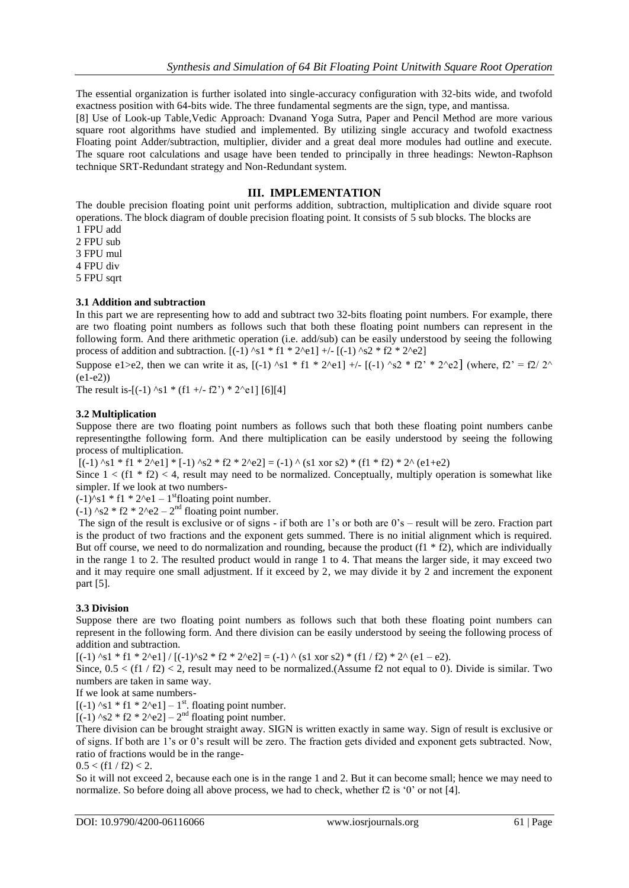The essential organization is further isolated into single-accuracy configuration with 32-bits wide, and twofold exactness position with 64-bits wide. The three fundamental segments are the sign, type, and mantissa.

[8] Use of Look-up Table,Vedic Approach: Dvanand Yoga Sutra, Paper and Pencil Method are more various square root algorithms have studied and implemented. By utilizing single accuracy and twofold exactness Floating point Adder/subtraction, multiplier, divider and a great deal more modules had outline and execute. The square root calculations and usage have been tended to principally in three headings: Newton-Raphson technique SRT-Redundant strategy and Non-Redundant system.

## III. IMPLEMENTATION

The double precision floating point unit performs addition, subtraction, multiplication and divide square root operations. The block diagram of double precision floating point. It consists of 5 sub blocks. The blocks are

1 FPU add
2 FPU sub
3 FPU mul
4 FPU div
5 FPU sqrt

### 3.1 Addition and subtraction

In this part we are representing how to add and subtract two 32-bits floating point numbers. For example, there are two floating point numbers as follows such that both these floating point numbers can represent in the following form. And there arithmetic operation (i.e. add/sub) can be easily understood by seeing the following process of addition and subtraction. $[(-1)^{s1} * f1 * 2^{e1}] +/- [(-1)^{s2} * f2 * 2^{e2}]$

Suppose e1>e2, then we can write it as, $[(-1)^{s1} * f1 * 2^{e1}] +/- [(-1)^{s2} * f2' * 2^{e2}]$ (where, $f2' = f2/ 2^{(e1-e2)}$)

The result is-$[(-1)^{s1} * (f1 +/- f2') * 2^{e1}]$ [6][4]

### 3.2 Multiplication

Suppose there are two floating point numbers as follows such that both these floating point numbers canbe representingthe following form. And there multiplication can be easily understood by seeing the following process of multiplication.

$[(-1)^{s1} * f1 * 2^{e1}] * [-1)^{s2} * f2 * 2^{e2}] = (-1)^{(s1 \text{ xor } s2)} * (f1 * f2) * 2^{(e1+e2)}$

Since $1 < (f1 * f2) < 4$, result may need to be normalized. Conceptually, multiply operation is somewhat like simpler. If we look at two numbers-

$(-1)^{s1} * f1 * 2^{e1}$ – 1st floating point number.

$(-1)^{s2} * f2 * 2^{e2}$ – 2nd floating point number.

The sign of the result is exclusive or of signs - if both are 1's or both are 0's – result will be zero. Fraction part is the product of two fractions and the exponent gets summed. There is no initial alignment which is required. But off course, we need to do normalization and rounding, because the product (f1 * f2), which are individually in the range 1 to 2. The resulted product would in range 1 to 4. That means the larger side, it may exceed two and it may require one small adjustment. If it exceed by 2, we may divide it by 2 and increment the exponent part [5].

### 3.3 Division

Suppose there are two floating point numbers as follows such that both these floating point numbers can represent in the following form. And there division can be easily understood by seeing the following process of addition and subtraction.

$[(-1)^{s1} * f1 * 2^{e1}] / [(-1)^{s2} * f2 * 2^{e2}] = (-1)^{(s1 \text{ xor } s2)} * (f1 / f2) * 2^{(e1 - e2)}$.

Since, $0.5 < (f1 / f2) < 2$, result may need to be normalized.(Assume f2 not equal to 0). Divide is similar. Two numbers are taken in same way.

If we look at same numbers-

$[(-1)^{s1} * f1 * 2^{e1}]$ – 1st. floating point number.

$[(-1)^{s2} * f2 * 2^{e2}]$ – 2nd floating point number.

There division can be brought straight away. SIGN is written exactly in same way. Sign of result is exclusive or of signs. If both are 1's or 0's result will be zero. The fraction gets divided and exponent gets subtracted. Now, ratio of fractions would be in the range-

$0.5 < (f1 / f2) < 2.$

So it will not exceed 2, because each one is in the range 1 and 2. But it can become small; hence we may need to normalize. So before doing all above process, we had to check, whether f2 is '0' or not [4].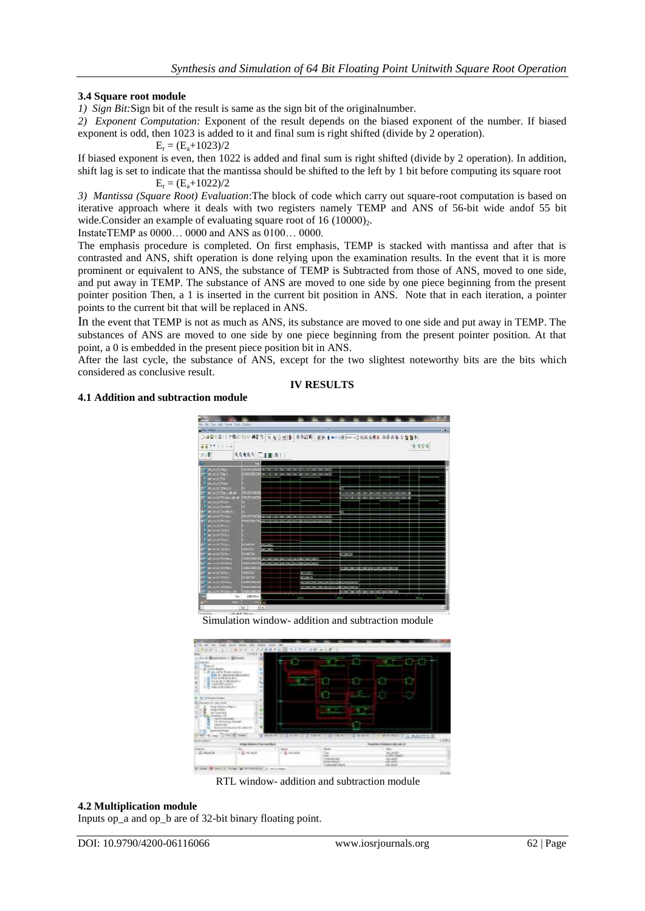### 3.4 Square root module

*1) Sign Bit:*Sign bit of the result is same as the sign bit of the originalnumber.

*2) Exponent Computation:* Exponent of the result depends on the biased exponent of the number. If biased exponent is odd, then 1023 is added to it and final sum is right shifted (divide by 2 operation).

$$E_r = (E_a+1023)/2$$

If biased exponent is even, then 1022 is added and final sum is right shifted (divide by 2 operation). In addition, shift lag is set to indicate that the mantissa should be shifted to the left by 1 bit before computing its square root

$$E_r = (E_a+1022)/2$$

*3) Mantissa (Square Root) Evaluation*:The block of code which carry out square-root computation is based on iterative approach where it deals with two registers namely TEMP and ANS of 56-bit wide andof 55 bit wide.Consider an example of evaluating square root of 16 $(10000)_2$.

InstateTEMP as 0000… 0000 and ANS as 0100… 0000.

The emphasis procedure is completed. On first emphasis, TEMP is stacked with mantissa and after that is contrasted and ANS, shift operation is done relying upon the examination results. In the event that it is more prominent or equivalent to ANS, the substance of TEMP is Subtracted from those of ANS, moved to one side, and put away in TEMP. The substance of ANS are moved to one side by one piece beginning from the present pointer position Then, a 1 is inserted in the current bit position in ANS. Note that in each iteration, a pointer points to the current bit that will be replaced in ANS.

In the event that TEMP is not as much as ANS, its substance are moved to one side and put away in TEMP. The substances of ANS are moved to one side by one piece beginning from the present pointer position. At that point, a 0 is embedded in the present piece position bit in ANS.

After the last cycle, the substance of ANS, except for the two slightest noteworthy bits are the bits which considered as conclusive result.

## IV RESULTS

### 4.1 Addition and subtraction module

Simulation window- addition and subtraction module

RTL window- addition and subtraction module

### 4.2 Multiplication module

Inputs op_a and op_b are of 32-bit binary floating point.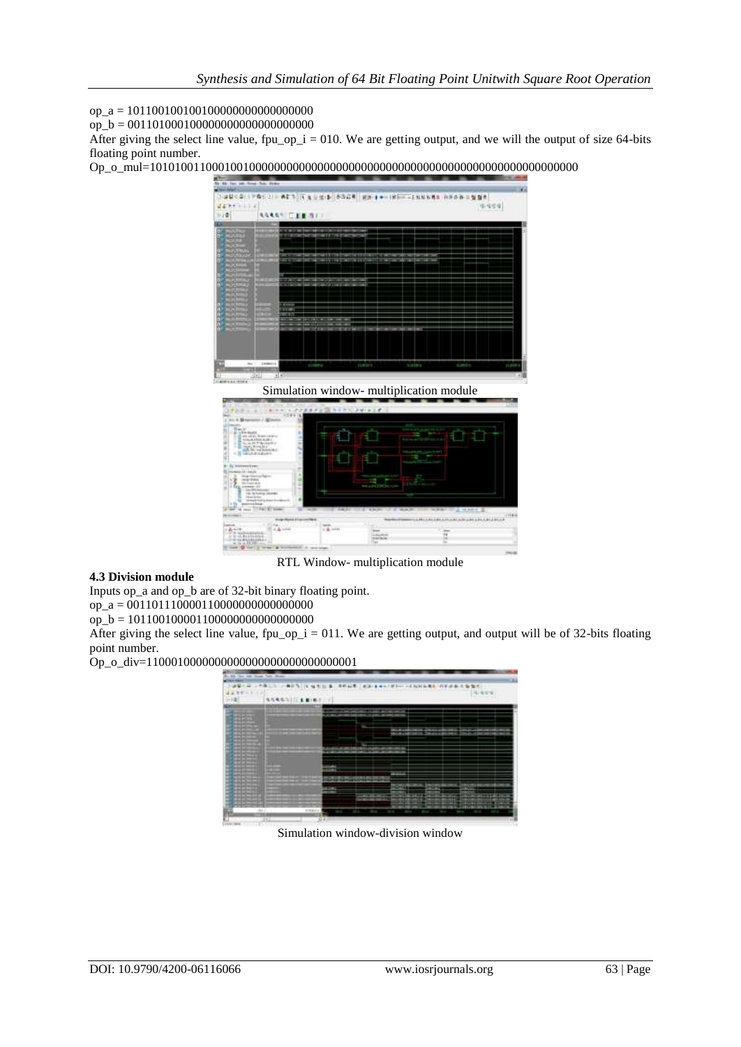op_a = 10110010010010000000000000000000

op_b = 00110100010000000000000000000000

After giving the select line value, fpu_op_i = 010. We are getting output, and we will the output of size 64-bits floating point number.

Op_o_mul=1010100110001001000000000000000000000000000000000000000000000000

Simulation window- multiplication module

RTL Window- multiplication module

**4.3 Division module**

Inputs op_a and op_b are of 32-bit binary floating point.

op_a = 00110111000011000000000000000000

op_b = 10110010000110000000000000000000

After giving the select line value, fpu_op_i = 011. We are getting output, and output will be of 32-bits floating point number.

Op_o_div=11000100000000000000000000000001

Simulation window-division window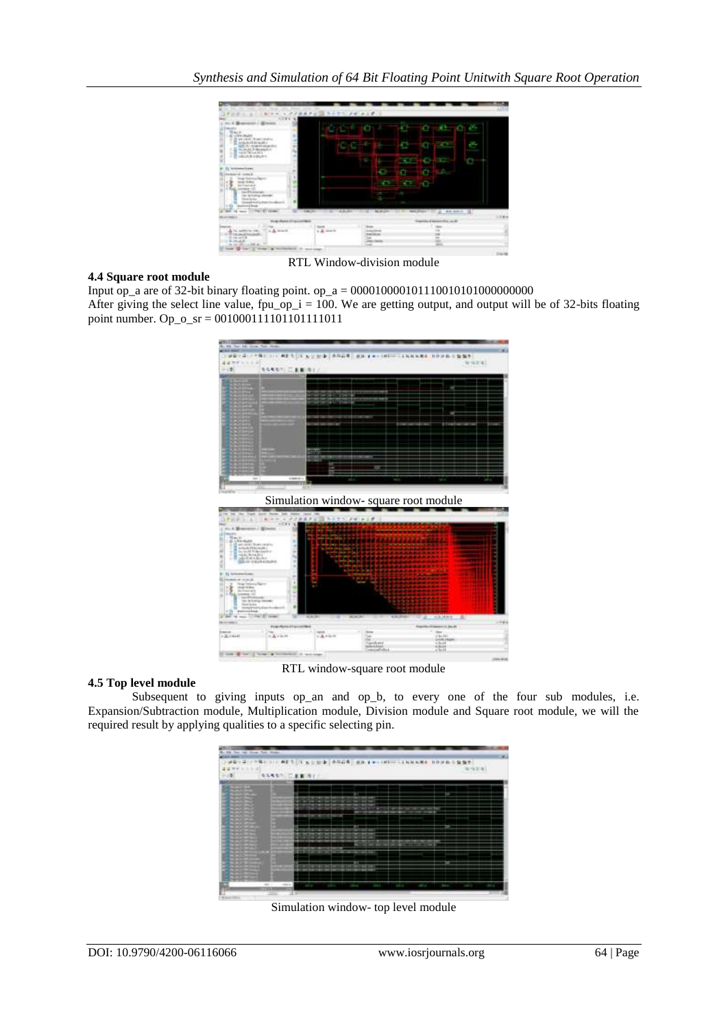RTL Window-division module

### 4.4 Square root module

Input op_a are of 32-bit binary floating point. op_a = 00001000010111001010100000000​0

After giving the select line value, fpu_op_i = 100. We are getting output, and output will be of 32-bits floating point number. Op_o_sr = 001000111101101111011

Simulation window- square root module

RTL window-square root module

### 4.5 Top level module

Subsequent to giving inputs op_an and op_b, to every one of the four sub modules, i.e. Expansion/Subtraction module, Multiplication module, Division module and Square root module, we will the required result by applying qualities to a specific selecting pin.

Simulation window- top level module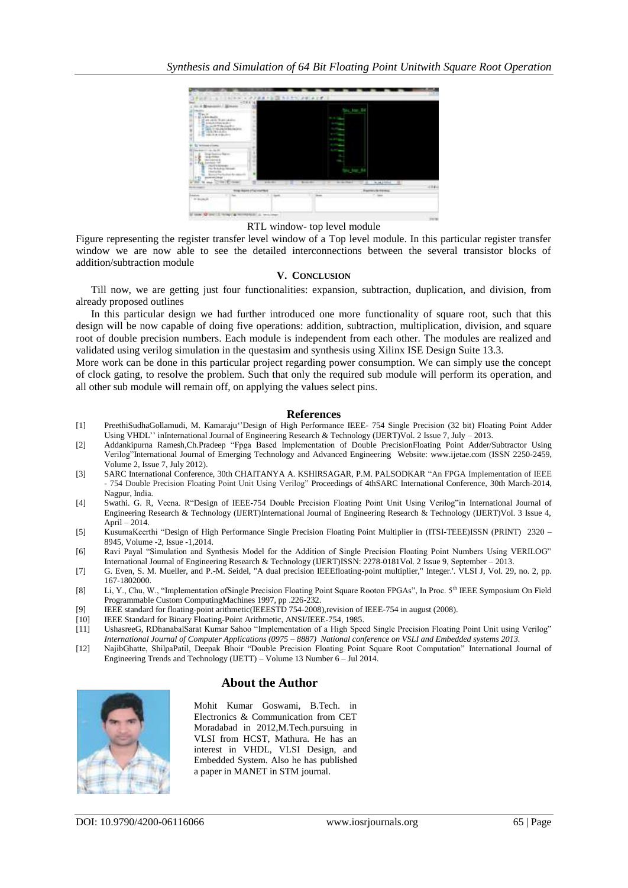RTL window- top level module

Figure representing the register transfer level window of a Top level module. In this particular register transfer window we are now able to see the detailed interconnections between the several transistor blocks of addition/subtraction module

## V. Conclusion

Till now, we are getting just four functionalities: expansion, subtraction, duplication, and division, from already proposed outlines

In this particular design we had further introduced one more functionality of square root, such that this design will be now capable of doing five operations: addition, subtraction, multiplication, division, and square root of double precision numbers. Each module is independent from each other. The modules are realized and validated using verilog simulation in the questasim and synthesis using Xilinx ISE Design Suite 13.3.

More work can be done in this particular project regarding power consumption. We can simply use the concept of clock gating, to resolve the problem. Such that only the required sub module will perform its operation, and all other sub module will remain off, on applying the values select pins.

## References

[1] PreethiSudhaGollamudi, M. Kamaraju''Design of High Performance IEEE- 754 Single Precision (32 bit) Floating Point Adder Using VHDL'' inInternational Journal of Engineering Research & Technology (IJERT)Vol. 2 Issue 7, July – 2013.

[2] Addankipurna Ramesh,Ch.Pradeep "Fpga Based Implementation of Double PrecisionFloating Point Adder/Subtractor Using Verilog"International Journal of Emerging Technology and Advanced Engineering Website: www.ijetae.com (ISSN 2250-2459, Volume 2, Issue 7, July 2012).

[3] SARC International Conference, 30th CHAITANYA A. KSHIRSAGAR, P.M. PALSODKAR "An FPGA Implementation of IEEE - 754 Double Precision Floating Point Unit Using Verilog" Proceedings of 4thSARC International Conference, 30th March-2014, Nagpur, India.

[4] Swathi. G. R, Veena. R"Design of IEEE-754 Double Precision Floating Point Unit Using Verilog"in International Journal of Engineering Research & Technology (IJERT)International Journal of Engineering Research & Technology (IJERT)Vol. 3 Issue 4, April – 2014.

[5] KusumaKeerthi "Design of High Performance Single Precision Floating Point Multiplier in (ITSI-TEEE)ISSN (PRINT) 2320 – 8945, Volume -2, Issue -1,2014.

[6] Ravi Payal "Simulation and Synthesis Model for the Addition of Single Precision Floating Point Numbers Using VERILOG" International Journal of Engineering Research & Technology (IJERT)ISSN: 2278-0181Vol. 2 Issue 9, September – 2013.

[7] G. Even, S. M. Mueller, and P.-M. Seidel, "A dual precision IEEEfloating-point multiplier," Integer.'. VLSI J, Vol. 29, no. 2, pp. 167-1802000.

[8] Li, Y., Chu, W., "Implementation ofSingle Precision Floating Point Square Rooton FPGAs", In Proc. 5th IEEE Symposium On Field Programmable Custom ComputingMachines 1997, pp .226-232.

[9] IEEE standard for floating-point arithmetic(IEEESTD 754-2008),revision of IEEE-754 in august (2008).

[10] IEEE Standard for Binary Floating-Point Arithmetic, ANSI/IEEE-754, 1985.

[11] UshasreeG, RDhanabalSarat Kumar Sahoo "Implementation of a High Speed Single Precision Floating Point Unit using Verilog" *International Journal of Computer Applications (0975 – 8887) National conference on VSLI and Embedded systems 2013.*

[12] NajibGhatte, ShilpaPatil, Deepak Bhoir "Double Precision Floating Point Square Root Computation" International Journal of Engineering Trends and Technology (IJETT) – Volume 13 Number 6 – Jul 2014.

## About the Author

Mohit Kumar Goswami, B.Tech. in Electronics & Communication from CET Moradabad in 2012,M.Tech.pursuing in VLSI from HCST, Mathura. He has an interest in VHDL, VLSI Design, and Embedded System. Also he has published a paper in MANET in STM journal.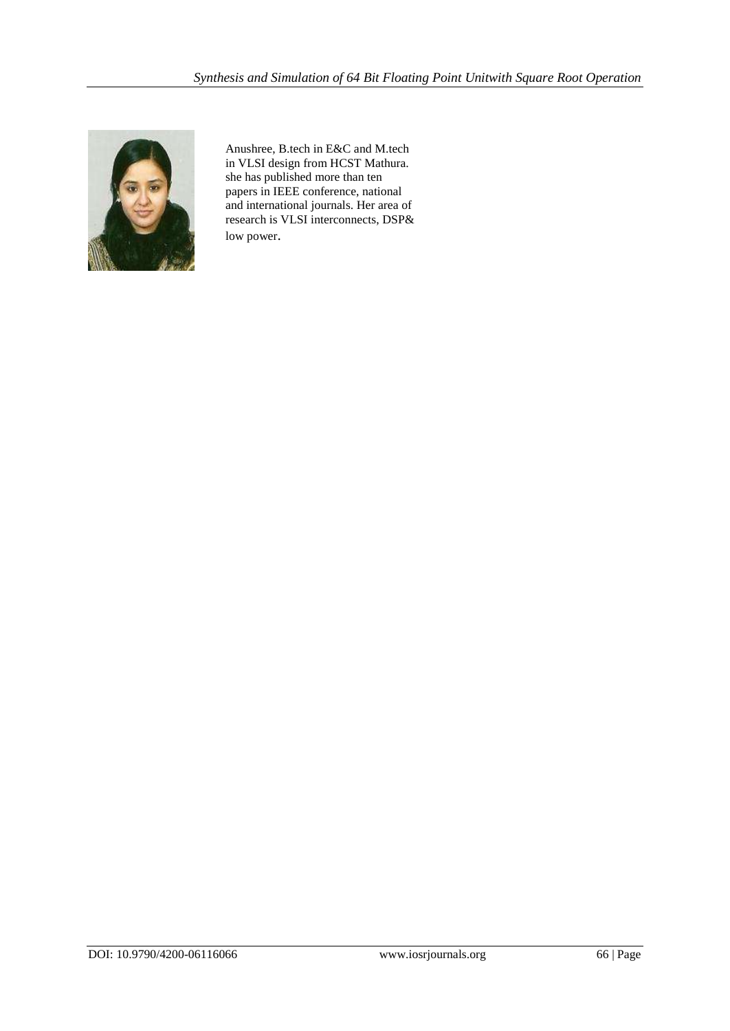Anushree, B.tech in E&C and M.tech in VLSI design from HCST Mathura. she has published more than ten papers in IEEE conference, national and international journals. Her area of research is VLSI interconnects, DSP& low power.